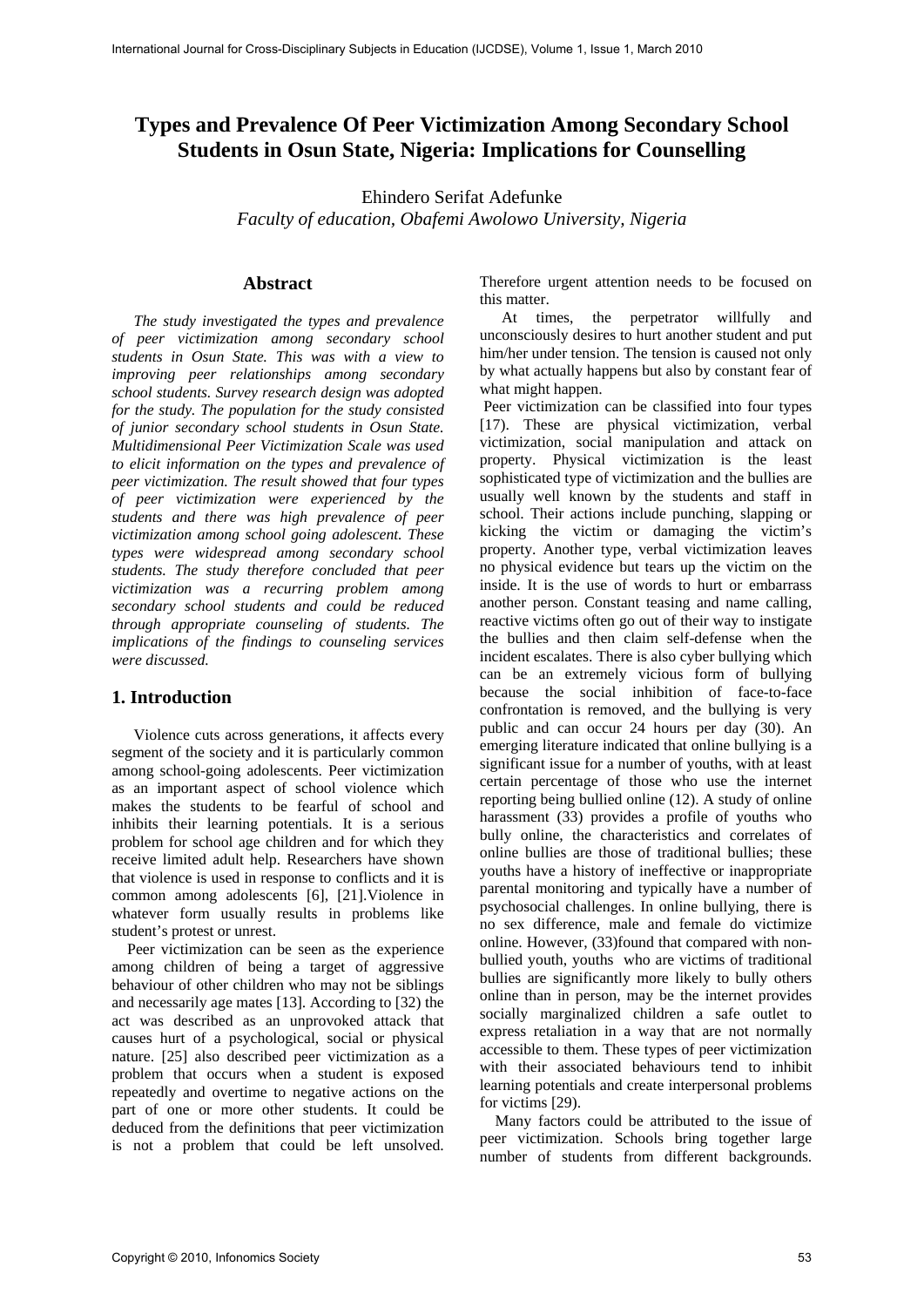# Types and Prevalence Of Peer Victimization Among Secondary School Students in Osun State, Nigeria: Implications for Counselling

Ehindero Serifat Adefunke
*Faculty of education, Obafemi Awolowo University, Nigeria*

## Abstract

*The study investigated the types and prevalence of peer victimization among secondary school students in Osun State. This was with a view to improving peer relationships among secondary school students. Survey research design was adopted for the study. The population for the study consisted of junior secondary school students in Osun State. Multidimensional Peer Victimization Scale was used to elicit information on the types and prevalence of peer victimization. The result showed that four types of peer victimization were experienced by the students and there was high prevalence of peer victimization among school going adolescent. These types were widespread among secondary school students. The study therefore concluded that peer victimization was a recurring problem among secondary school students and could be reduced through appropriate counseling of students. The implications of the findings to counseling services were discussed.*

## 1. Introduction

Violence cuts across generations, it affects every segment of the society and it is particularly common among school-going adolescents. Peer victimization as an important aspect of school violence which makes the students to be fearful of school and inhibits their learning potentials. It is a serious problem for school age children and for which they receive limited adult help. Researchers have shown that violence is used in response to conflicts and it is common among adolescents [6], [21].Violence in whatever form usually results in problems like student's protest or unrest.

Peer victimization can be seen as the experience among children of being a target of aggressive behaviour of other children who may not be siblings and necessarily age mates [13]. According to [32] the act was described as an unprovoked attack that causes hurt of a psychological, social or physical nature. [25] also described peer victimization as a problem that occurs when a student is exposed repeatedly and overtime to negative actions on the part of one or more other students. It could be deduced from the definitions that peer victimization is not a problem that could be left unsolved. Therefore urgent attention needs to be focused on this matter.

At times, the perpetrator willfully and unconsciously desires to hurt another student and put him/her under tension. The tension is caused not only by what actually happens but also by constant fear of what might happen.

Peer victimization can be classified into four types [17]. These are physical victimization, verbal victimization, social manipulation and attack on property. Physical victimization is the least sophisticated type of victimization and the bullies are usually well known by the students and staff in school. Their actions include punching, slapping or kicking the victim or damaging the victim's property. Another type, verbal victimization leaves no physical evidence but tears up the victim on the inside. It is the use of words to hurt or embarrass another person. Constant teasing and name calling, reactive victims often go out of their way to instigate the bullies and then claim self-defense when the incident escalates. There is also cyber bullying which can be an extremely vicious form of bullying because the social inhibition of face-to-face confrontation is removed, and the bullying is very public and can occur 24 hours per day (30). An emerging literature indicated that online bullying is a significant issue for a number of youths, with at least certain percentage of those who use the internet reporting being bullied online (12). A study of online harassment (33) provides a profile of youths who bully online, the characteristics and correlates of online bullies are those of traditional bullies; these youths have a history of ineffective or inappropriate parental monitoring and typically have a number of psychosocial challenges. In online bullying, there is no sex difference, male and female do victimize online. However, (33)found that compared with non-bullied youth, youths who are victims of traditional bullies are significantly more likely to bully others online than in person, may be the internet provides socially marginalized children a safe outlet to express retaliation in a way that are not normally accessible to them. These types of peer victimization with their associated behaviours tend to inhibit learning potentials and create interpersonal problems for victims [29].

Many factors could be attributed to the issue of peer victimization. Schools bring together large number of students from different backgrounds.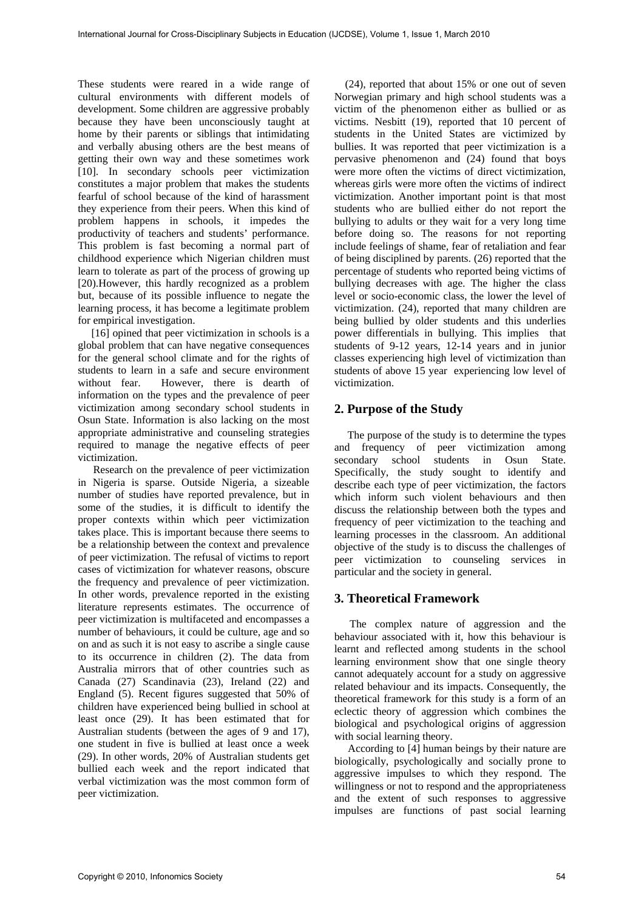These students were reared in a wide range of cultural environments with different models of development. Some children are aggressive probably because they have been unconsciously taught at home by their parents or siblings that intimidating and verbally abusing others are the best means of getting their own way and these sometimes work [10]. In secondary schools peer victimization constitutes a major problem that makes the students fearful of school because of the kind of harassment they experience from their peers. When this kind of problem happens in schools, it impedes the productivity of teachers and students' performance. This problem is fast becoming a normal part of childhood experience which Nigerian children must learn to tolerate as part of the process of growing up [20].However, this hardly recognized as a problem but, because of its possible influence to negate the learning process, it has become a legitimate problem for empirical investigation.

[16] opined that peer victimization in schools is a global problem that can have negative consequences for the general school climate and for the rights of students to learn in a safe and secure environment without fear. However, there is dearth of information on the types and the prevalence of peer victimization among secondary school students in Osun State. Information is also lacking on the most appropriate administrative and counseling strategies required to manage the negative effects of peer victimization.

Research on the prevalence of peer victimization in Nigeria is sparse. Outside Nigeria, a sizeable number of studies have reported prevalence, but in some of the studies, it is difficult to identify the proper contexts within which peer victimization takes place. This is important because there seems to be a relationship between the context and prevalence of peer victimization. The refusal of victims to report cases of victimization for whatever reasons, obscure the frequency and prevalence of peer victimization. In other words, prevalence reported in the existing literature represents estimates. The occurrence of peer victimization is multifaceted and encompasses a number of behaviours, it could be culture, age and so on and as such it is not easy to ascribe a single cause to its occurrence in children (2). The data from Australia mirrors that of other countries such as Canada (27) Scandinavia (23), Ireland (22) and England (5). Recent figures suggested that 50% of children have experienced being bullied in school at least once (29). It has been estimated that for Australian students (between the ages of 9 and 17), one student in five is bullied at least once a week (29). In other words, 20% of Australian students get bullied each week and the report indicated that verbal victimization was the most common form of peer victimization.

(24), reported that about 15% or one out of seven Norwegian primary and high school students was a victim of the phenomenon either as bullied or as victims. Nesbitt (19), reported that 10 percent of students in the United States are victimized by bullies. It was reported that peer victimization is a pervasive phenomenon and (24) found that boys were more often the victims of direct victimization, whereas girls were more often the victims of indirect victimization. Another important point is that most students who are bullied either do not report the bullying to adults or they wait for a very long time before doing so. The reasons for not reporting include feelings of shame, fear of retaliation and fear of being disciplined by parents. (26) reported that the percentage of students who reported being victims of bullying decreases with age. The higher the class level or socio-economic class, the lower the level of victimization. (24), reported that many children are being bullied by older students and this underlies power differentials in bullying. This implies that students of 9-12 years, 12-14 years and in junior classes experiencing high level of victimization than students of above 15 year experiencing low level of victimization.

## 2. Purpose of the Study

The purpose of the study is to determine the types and frequency of peer victimization among secondary school students in Osun State. Specifically, the study sought to identify and describe each type of peer victimization, the factors which inform such violent behaviours and then discuss the relationship between both the types and frequency of peer victimization to the teaching and learning processes in the classroom. An additional objective of the study is to discuss the challenges of peer victimization to counseling services in particular and the society in general.

## 3. Theoretical Framework

The complex nature of aggression and the behaviour associated with it, how this behaviour is learnt and reflected among students in the school learning environment show that one single theory cannot adequately account for a study on aggressive related behaviour and its impacts. Consequently, the theoretical framework for this study is a form of an eclectic theory of aggression which combines the biological and psychological origins of aggression with social learning theory.

According to [4] human beings by their nature are biologically, psychologically and socially prone to aggressive impulses to which they respond. The willingness or not to respond and the appropriateness and the extent of such responses to aggressive impulses are functions of past social learning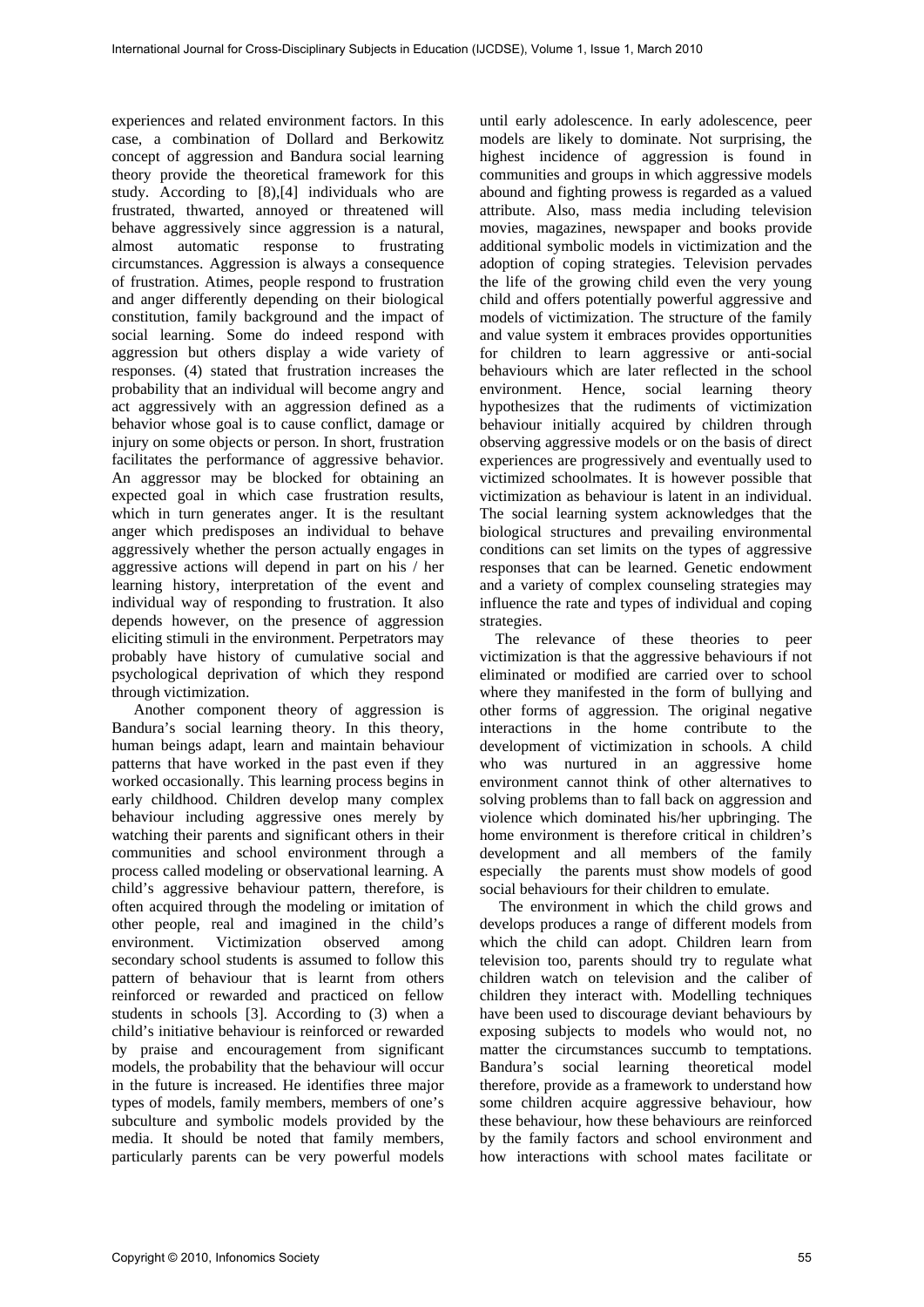experiences and related environment factors. In this case, a combination of Dollard and Berkowitz concept of aggression and Bandura social learning theory provide the theoretical framework for this study. According to [8],[4] individuals who are frustrated, thwarted, annoyed or threatened will behave aggressively since aggression is a natural, almost automatic response to frustrating circumstances. Aggression is always a consequence of frustration. Atimes, people respond to frustration and anger differently depending on their biological constitution, family background and the impact of social learning. Some do indeed respond with aggression but others display a wide variety of responses. (4) stated that frustration increases the probability that an individual will become angry and act aggressively with an aggression defined as a behavior whose goal is to cause conflict, damage or injury on some objects or person. In short, frustration facilitates the performance of aggressive behavior. An aggressor may be blocked for obtaining an expected goal in which case frustration results, which in turn generates anger. It is the resultant anger which predisposes an individual to behave aggressively whether the person actually engages in aggressive actions will depend in part on his / her learning history, interpretation of the event and individual way of responding to frustration. It also depends however, on the presence of aggression eliciting stimuli in the environment. Perpetrators may probably have history of cumulative social and psychological deprivation of which they respond through victimization.

Another component theory of aggression is Bandura's social learning theory. In this theory, human beings adapt, learn and maintain behaviour patterns that have worked in the past even if they worked occasionally. This learning process begins in early childhood. Children develop many complex behaviour including aggressive ones merely by watching their parents and significant others in their communities and school environment through a process called modeling or observational learning. A child's aggressive behaviour pattern, therefore, is often acquired through the modeling or imitation of other people, real and imagined in the child's environment. Victimization observed among secondary school students is assumed to follow this pattern of behaviour that is learnt from others reinforced or rewarded and practiced on fellow students in schools [3]. According to (3) when a child's initiative behaviour is reinforced or rewarded by praise and encouragement from significant models, the probability that the behaviour will occur in the future is increased. He identifies three major types of models, family members, members of one's subculture and symbolic models provided by the media. It should be noted that family members, particularly parents can be very powerful models until early adolescence. In early adolescence, peer models are likely to dominate. Not surprising, the highest incidence of aggression is found in communities and groups in which aggressive models abound and fighting prowess is regarded as a valued attribute. Also, mass media including television movies, magazines, newspaper and books provide additional symbolic models in victimization and the adoption of coping strategies. Television pervades the life of the growing child even the very young child and offers potentially powerful aggressive and models of victimization. The structure of the family and value system it embraces provides opportunities for children to learn aggressive or anti-social behaviours which are later reflected in the school environment. Hence, social learning theory hypothesizes that the rudiments of victimization behaviour initially acquired by children through observing aggressive models or on the basis of direct experiences are progressively and eventually used to victimized schoolmates. It is however possible that victimization as behaviour is latent in an individual. The social learning system acknowledges that the biological structures and prevailing environmental conditions can set limits on the types of aggressive responses that can be learned. Genetic endowment and a variety of complex counseling strategies may influence the rate and types of individual and coping strategies.

The relevance of these theories to peer victimization is that the aggressive behaviours if not eliminated or modified are carried over to school where they manifested in the form of bullying and other forms of aggression. The original negative interactions in the home contribute to the development of victimization in schools. A child who was nurtured in an aggressive home environment cannot think of other alternatives to solving problems than to fall back on aggression and violence which dominated his/her upbringing. The home environment is therefore critical in children's development and all members of the family especially the parents must show models of good social behaviours for their children to emulate.

The environment in which the child grows and develops produces a range of different models from which the child can adopt. Children learn from television too, parents should try to regulate what children watch on television and the caliber of children they interact with. Modelling techniques have been used to discourage deviant behaviours by exposing subjects to models who would not, no matter the circumstances succumb to temptations. Bandura's social learning theoretical model therefore, provide as a framework to understand how some children acquire aggressive behaviour, how these behaviour, how these behaviours are reinforced by the family factors and school environment and how interactions with school mates facilitate or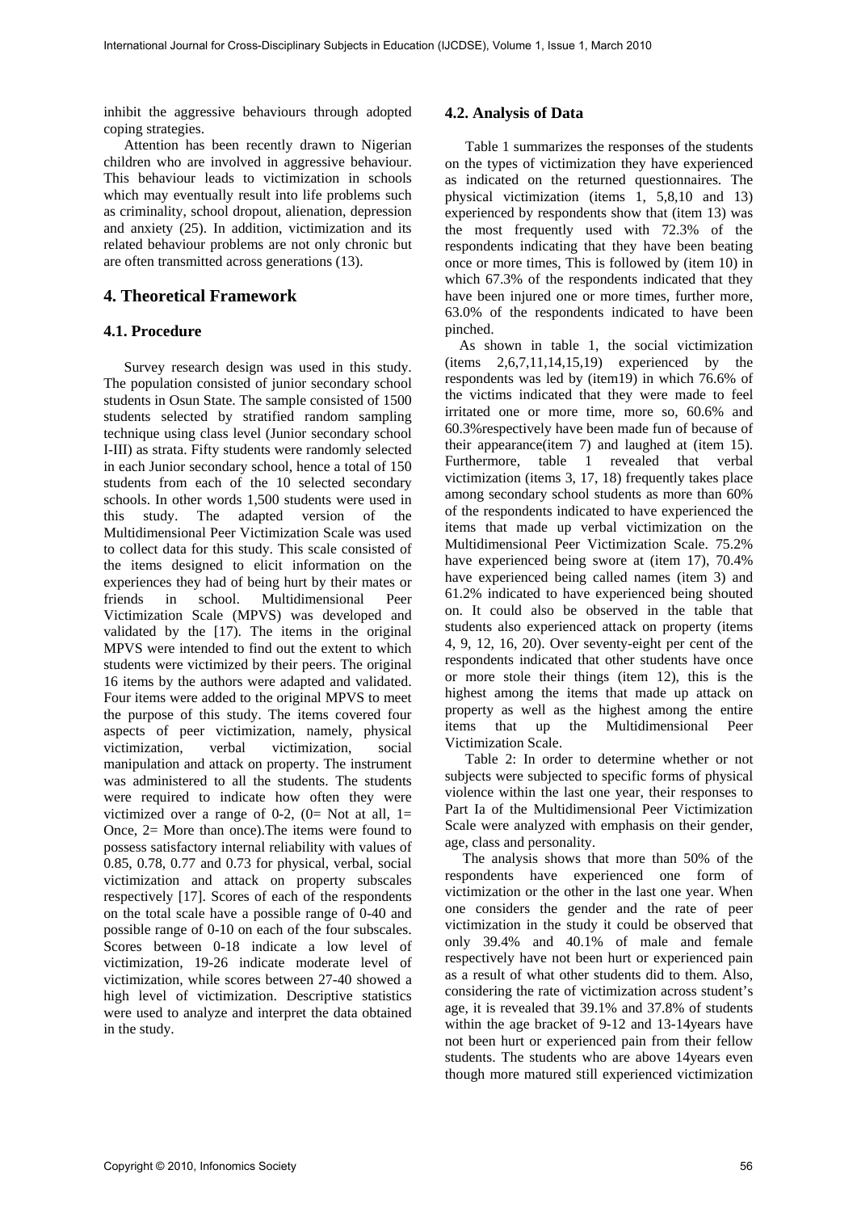inhibit the aggressive behaviours through adopted coping strategies.

Attention has been recently drawn to Nigerian children who are involved in aggressive behaviour. This behaviour leads to victimization in schools which may eventually result into life problems such as criminality, school dropout, alienation, depression and anxiety (25). In addition, victimization and its related behaviour problems are not only chronic but are often transmitted across generations (13).

## 4. Theoretical Framework

### 4.1. Procedure

Survey research design was used in this study. The population consisted of junior secondary school students in Osun State. The sample consisted of 1500 students selected by stratified random sampling technique using class level (Junior secondary school I-III) as strata. Fifty students were randomly selected in each Junior secondary school, hence a total of 150 students from each of the 10 selected secondary schools. In other words 1,500 students were used in this study. The adapted version of the Multidimensional Peer Victimization Scale was used to collect data for this study. This scale consisted of the items designed to elicit information on the experiences they had of being hurt by their mates or friends in school. Multidimensional Peer Victimization Scale (MPVS) was developed and validated by the [17]. The items in the original MPVS were intended to find out the extent to which students were victimized by their peers. The original 16 items by the authors were adapted and validated. Four items were added to the original MPVS to meet the purpose of this study. The items covered four aspects of peer victimization, namely, physical victimization, verbal victimization, social manipulation and attack on property. The instrument was administered to all the students. The students were required to indicate how often they were victimized over a range of 0-2, (0= Not at all, 1= Once, 2= More than once).The items were found to possess satisfactory internal reliability with values of 0.85, 0.78, 0.77 and 0.73 for physical, verbal, social victimization and attack on property subscales respectively [17]. Scores of each of the respondents on the total scale have a possible range of 0-40 and possible range of 0-10 on each of the four subscales. Scores between 0-18 indicate a low level of victimization, 19-26 indicate moderate level of victimization, while scores between 27-40 showed a high level of victimization. Descriptive statistics were used to analyze and interpret the data obtained in the study.

### 4.2. Analysis of Data

Table 1 summarizes the responses of the students on the types of victimization they have experienced as indicated on the returned questionnaires. The physical victimization (items 1, 5,8,10 and 13) experienced by respondents show that (item 13) was the most frequently used with 72.3% of the respondents indicating that they have been beating once or more times, This is followed by (item 10) in which 67.3% of the respondents indicated that they have been injured one or more times, further more, 63.0% of the respondents indicated to have been pinched.

As shown in table 1, the social victimization (items 2,6,7,11,14,15,19) experienced by the respondents was led by (item19) in which 76.6% of the victims indicated that they were made to feel irritated one or more time, more so, 60.6% and 60.3%respectively have been made fun of because of their appearance(item 7) and laughed at (item 15). Furthermore, table 1 revealed that verbal victimization (items 3, 17, 18) frequently takes place among secondary school students as more than 60% of the respondents indicated to have experienced the items that made up verbal victimization on the Multidimensional Peer Victimization Scale. 75.2% have experienced being swore at (item 17), 70.4% have experienced being called names (item 3) and 61.2% indicated to have experienced being shouted on. It could also be observed in the table that students also experienced attack on property (items 4, 9, 12, 16, 20). Over seventy-eight per cent of the respondents indicated that other students have once or more stole their things (item 12), this is the highest among the items that made up attack on property as well as the highest among the entire items that up the Multidimensional Peer Victimization Scale.

Table 2: In order to determine whether or not subjects were subjected to specific forms of physical violence within the last one year, their responses to Part Ia of the Multidimensional Peer Victimization Scale were analyzed with emphasis on their gender, age, class and personality.

The analysis shows that more than 50% of the respondents have experienced one form of victimization or the other in the last one year. When one considers the gender and the rate of peer victimization in the study it could be observed that only 39.4% and 40.1% of male and female respectively have not been hurt or experienced pain as a result of what other students did to them. Also, considering the rate of victimization across student's age, it is revealed that 39.1% and 37.8% of students within the age bracket of 9-12 and 13-14years have not been hurt or experienced pain from their fellow students. The students who are above 14years even though more matured still experienced victimization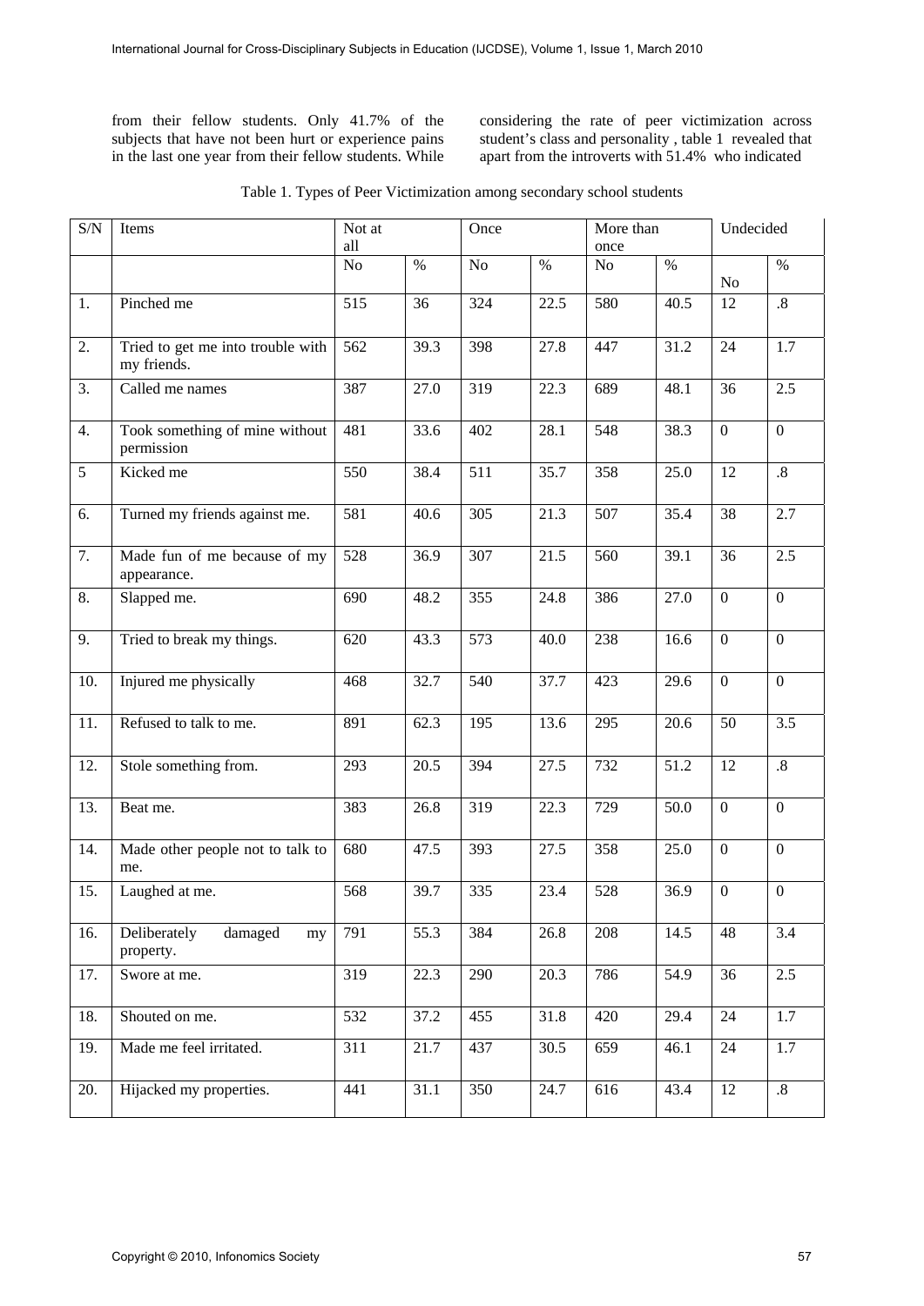from their fellow students. Only 41.7% of the subjects that have not been hurt or experience pains in the last one year from their fellow students. While considering the rate of peer victimization across student's class and personality , table 1 revealed that apart from the introverts with 51.4% who indicated

Table 1. Types of Peer Victimization among secondary school students

| S/N | Items | Not at all | | Once | | More than once | | Undecided | |
|---|---|---|---|---|---|---|---|---|---|
| | | No | % | No | % | No | % | No | % |
| 1. | Pinched me | 515 | 36 | 324 | 22.5 | 580 | 40.5 | 12 | .8 |
| 2. | Tried to get me into trouble with my friends. | 562 | 39.3 | 398 | 27.8 | 447 | 31.2 | 24 | 1.7 |
| 3. | Called me names | 387 | 27.0 | 319 | 22.3 | 689 | 48.1 | 36 | 2.5 |
| 4. | Took something of mine without permission | 481 | 33.6 | 402 | 28.1 | 548 | 38.3 | 0 | 0 |
| 5 | Kicked me | 550 | 38.4 | 511 | 35.7 | 358 | 25.0 | 12 | .8 |
| 6. | Turned my friends against me. | 581 | 40.6 | 305 | 21.3 | 507 | 35.4 | 38 | 2.7 |
| 7. | Made fun of me because of my appearance. | 528 | 36.9 | 307 | 21.5 | 560 | 39.1 | 36 | 2.5 |
| 8. | Slapped me. | 690 | 48.2 | 355 | 24.8 | 386 | 27.0 | 0 | 0 |
| 9. | Tried to break my things. | 620 | 43.3 | 573 | 40.0 | 238 | 16.6 | 0 | 0 |
| 10. | Injured me physically | 468 | 32.7 | 540 | 37.7 | 423 | 29.6 | 0 | 0 |
| 11. | Refused to talk to me. | 891 | 62.3 | 195 | 13.6 | 295 | 20.6 | 50 | 3.5 |
| 12. | Stole something from. | 293 | 20.5 | 394 | 27.5 | 732 | 51.2 | 12 | .8 |
| 13. | Beat me. | 383 | 26.8 | 319 | 22.3 | 729 | 50.0 | 0 | 0 |
| 14. | Made other people not to talk to me. | 680 | 47.5 | 393 | 27.5 | 358 | 25.0 | 0 | 0 |
| 15. | Laughed at me. | 568 | 39.7 | 335 | 23.4 | 528 | 36.9 | 0 | 0 |
| 16. | Deliberately damaged my property. | 791 | 55.3 | 384 | 26.8 | 208 | 14.5 | 48 | 3.4 |
| 17. | Swore at me. | 319 | 22.3 | 290 | 20.3 | 786 | 54.9 | 36 | 2.5 |
| 18. | Shouted on me. | 532 | 37.2 | 455 | 31.8 | 420 | 29.4 | 24 | 1.7 |
| 19. | Made me feel irritated. | 311 | 21.7 | 437 | 30.5 | 659 | 46.1 | 24 | 1.7 |
| 20. | Hijacked my properties. | 441 | 31.1 | 350 | 24.7 | 616 | 43.4 | 12 | .8 |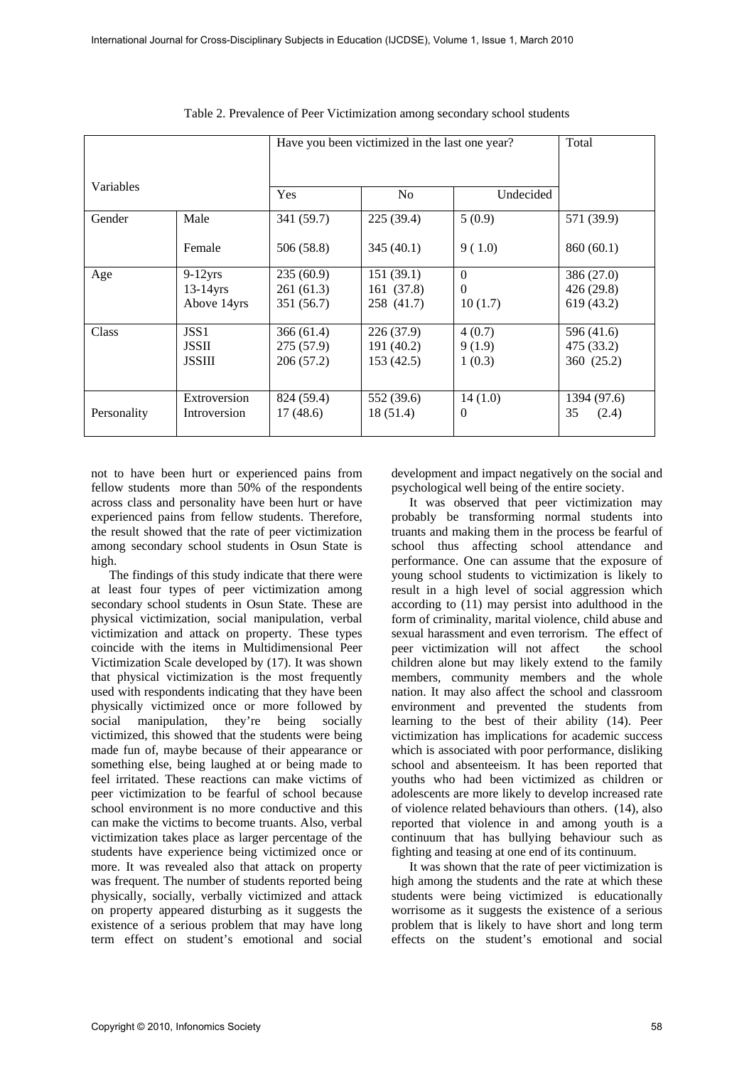Table 2. Prevalence of Peer Victimization among secondary school students

| Variables | | Have you been victimized in the last one year? | | | Total |
|---|---|---|---|---|---|
| | | Yes | No | Undecided | |
| Gender | Male | 341 (59.7) | 225 (39.4) | 5 (0.9) | 571 (39.9) |
| | Female | 506 (58.8) | 345 (40.1) | 9 ( 1.0) | 860 (60.1) |
| Age | 9-12yrs | 235 (60.9) | 151 (39.1) | 0 | 386 (27.0) |
| | 13-14yrs | 261 (61.3) | 161 (37.8) | 0 | 426 (29.8) |
| | Above 14yrs | 351 (56.7) | 258 (41.7) | 10 (1.7) | 619 (43.2) |
| Class | JSS1 | 366 (61.4) | 226 (37.9) | 4 (0.7) | 596 (41.6) |
| | JSSII | 275 (57.9) | 191 (40.2) | 9 (1.9) | 475 (33.2) |
| | JSSIII | 206 (57.2) | 153 (42.5) | 1 (0.3) | 360 (25.2) |
| Personality | Extroversion | 824 (59.4) | 552 (39.6) | 14 (1.0) | 1394 (97.6) |
| | Introversion | 17 (48.6) | 18 (51.4) | 0 | 35 (2.4) |

not to have been hurt or experienced pains from fellow students more than 50% of the respondents across class and personality have been hurt or have experienced pains from fellow students. Therefore, the result showed that the rate of peer victimization among secondary school students in Osun State is high.

The findings of this study indicate that there were at least four types of peer victimization among secondary school students in Osun State. These are physical victimization, social manipulation, verbal victimization and attack on property. These types coincide with the items in Multidimensional Peer Victimization Scale developed by (17). It was shown that physical victimization is the most frequently used with respondents indicating that they have been physically victimized once or more followed by social manipulation, they're being socially victimized, this showed that the students were being made fun of, maybe because of their appearance or something else, being laughed at or being made to feel irritated. These reactions can make victims of peer victimization to be fearful of school because school environment is no more conductive and this can make the victims to become truants. Also, verbal victimization takes place as larger percentage of the students have experience being victimized once or more. It was revealed also that attack on property was frequent. The number of students reported being physically, socially, verbally victimized and attack on property appeared disturbing as it suggests the existence of a serious problem that may have long term effect on student's emotional and social development and impact negatively on the social and psychological well being of the entire society.

It was observed that peer victimization may probably be transforming normal students into truants and making them in the process be fearful of school thus affecting school attendance and performance. One can assume that the exposure of young school students to victimization is likely to result in a high level of social aggression which according to (11) may persist into adulthood in the form of criminality, marital violence, child abuse and sexual harassment and even terrorism. The effect of peer victimization will not affect the school children alone but may likely extend to the family members, community members and the whole nation. It may also affect the school and classroom environment and prevented the students from learning to the best of their ability (14). Peer victimization has implications for academic success which is associated with poor performance, disliking school and absenteeism. It has been reported that youths who had been victimized as children or adolescents are more likely to develop increased rate of violence related behaviours than others. (14), also reported that violence in and among youth is a continuum that has bullying behaviour such as fighting and teasing at one end of its continuum.

It was shown that the rate of peer victimization is high among the students and the rate at which these students were being victimized is educationally worrisome as it suggests the existence of a serious problem that is likely to have short and long term effects on the student's emotional and social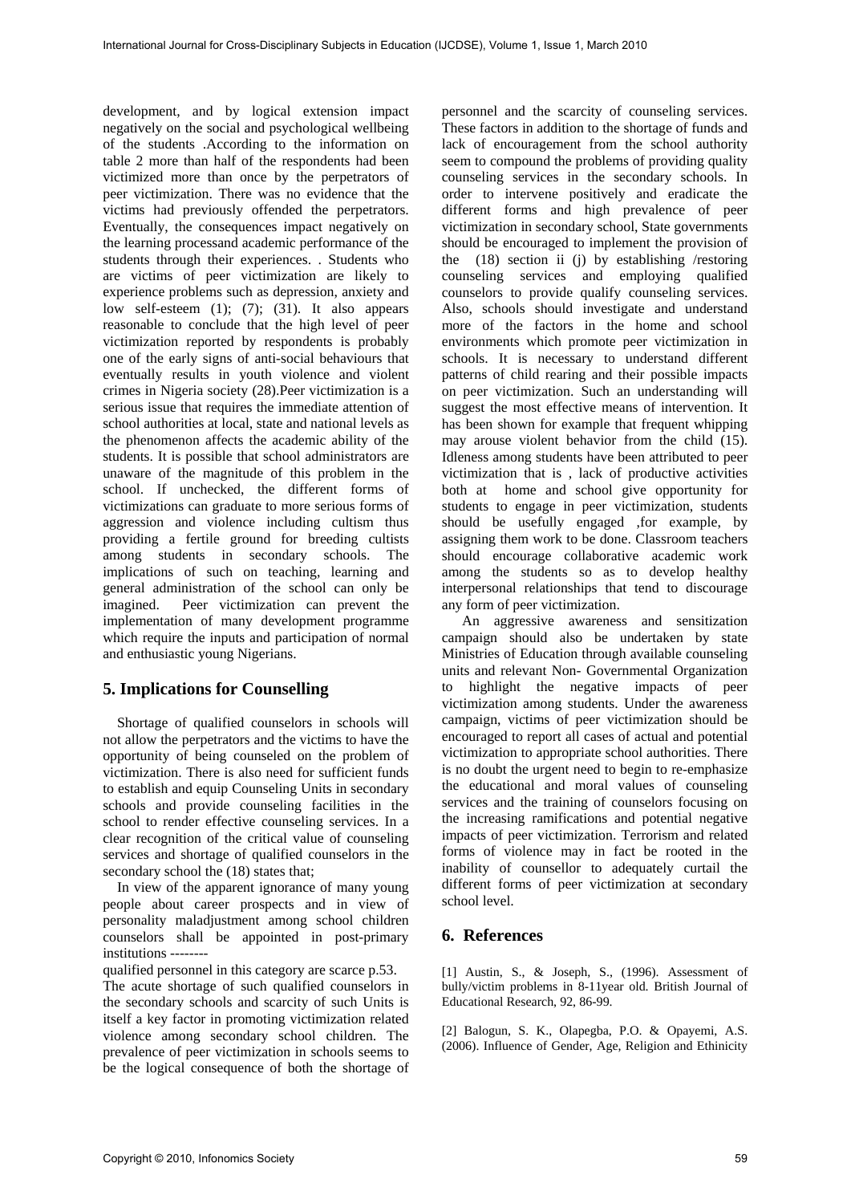development, and by logical extension impact negatively on the social and psychological wellbeing of the students .According to the information on table 2 more than half of the respondents had been victimized more than once by the perpetrators of peer victimization. There was no evidence that the victims had previously offended the perpetrators. Eventually, the consequences impact negatively on the learning processand academic performance of the students through their experiences. . Students who are victims of peer victimization are likely to experience problems such as depression, anxiety and low self-esteem (1); (7); (31). It also appears reasonable to conclude that the high level of peer victimization reported by respondents is probably one of the early signs of anti-social behaviours that eventually results in youth violence and violent crimes in Nigeria society (28).Peer victimization is a serious issue that requires the immediate attention of school authorities at local, state and national levels as the phenomenon affects the academic ability of the students. It is possible that school administrators are unaware of the magnitude of this problem in the school. If unchecked, the different forms of victimizations can graduate to more serious forms of aggression and violence including cultism thus providing a fertile ground for breeding cultists among students in secondary schools. The implications of such on teaching, learning and general administration of the school can only be imagined. Peer victimization can prevent the implementation of many development programme which require the inputs and participation of normal and enthusiastic young Nigerians.

## 5. Implications for Counselling

Shortage of qualified counselors in schools will not allow the perpetrators and the victims to have the opportunity of being counseled on the problem of victimization. There is also need for sufficient funds to establish and equip Counseling Units in secondary schools and provide counseling facilities in the school to render effective counseling services. In a clear recognition of the critical value of counseling services and shortage of qualified counselors in the secondary school the (18) states that;

In view of the apparent ignorance of many young people about career prospects and in view of personality maladjustment among school children counselors shall be appointed in post-primary institutions --------

qualified personnel in this category are scarce p.53.

The acute shortage of such qualified counselors in the secondary schools and scarcity of such Units is itself a key factor in promoting victimization related violence among secondary school children. The prevalence of peer victimization in schools seems to be the logical consequence of both the shortage of personnel and the scarcity of counseling services. These factors in addition to the shortage of funds and lack of encouragement from the school authority seem to compound the problems of providing quality counseling services in the secondary schools. In order to intervene positively and eradicate the different forms and high prevalence of peer victimization in secondary school, State governments should be encouraged to implement the provision of the (18) section ii (j) by establishing /restoring counseling services and employing qualified counselors to provide qualify counseling services. Also, schools should investigate and understand more of the factors in the home and school environments which promote peer victimization in schools. It is necessary to understand different patterns of child rearing and their possible impacts on peer victimization. Such an understanding will suggest the most effective means of intervention. It has been shown for example that frequent whipping may arouse violent behavior from the child (15). Idleness among students have been attributed to peer victimization that is , lack of productive activities both at home and school give opportunity for students to engage in peer victimization, students should be usefully engaged ,for example, by assigning them work to be done. Classroom teachers should encourage collaborative academic work among the students so as to develop healthy interpersonal relationships that tend to discourage any form of peer victimization.

An aggressive awareness and sensitization campaign should also be undertaken by state Ministries of Education through available counseling units and relevant Non- Governmental Organization to highlight the negative impacts of peer victimization among students. Under the awareness campaign, victims of peer victimization should be encouraged to report all cases of actual and potential victimization to appropriate school authorities. There is no doubt the urgent need to begin to re-emphasize the educational and moral values of counseling services and the training of counselors focusing on the increasing ramifications and potential negative impacts of peer victimization. Terrorism and related forms of violence may in fact be rooted in the inability of counsellor to adequately curtail the different forms of peer victimization at secondary school level.

## 6. References

[1] Austin, S., & Joseph, S., (1996). Assessment of bully/victim problems in 8-11year old. British Journal of Educational Research, 92, 86-99.

[2] Balogun, S. K., Olapegba, P.O. & Opayemi, A.S. (2006). Influence of Gender, Age, Religion and Ethinicity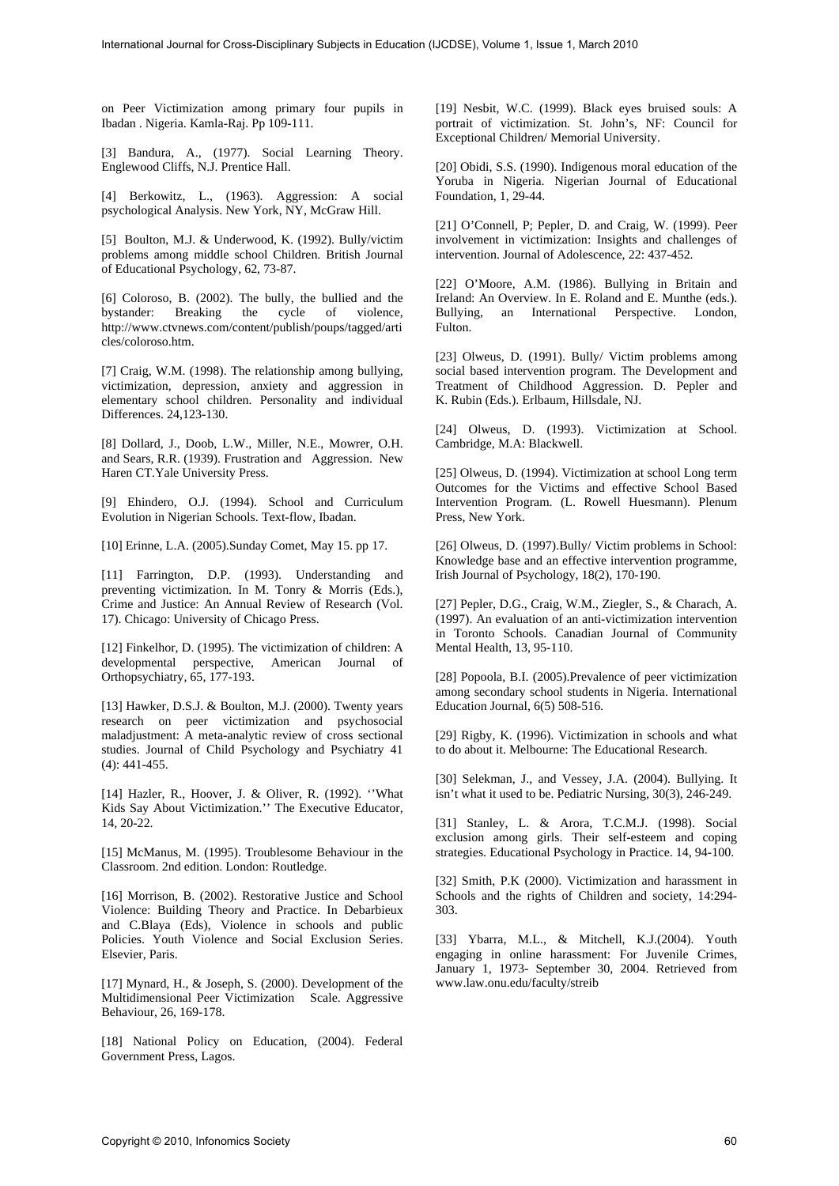on Peer Victimization among primary four pupils in Ibadan . Nigeria. Kamla-Raj. Pp 109-111.

[3] Bandura, A., (1977). Social Learning Theory. Englewood Cliffs, N.J. Prentice Hall.

[4] Berkowitz, L., (1963). Aggression: A social psychological Analysis. New York, NY, McGraw Hill.

[5] Boulton, M.J. & Underwood, K. (1992). Bully/victim problems among middle school Children. British Journal of Educational Psychology, 62, 73-87.

[6] Coloroso, B. (2002). The bully, the bullied and the bystander: Breaking the cycle of violence, http://www.ctvnews.com/content/publish/poups/tagged/articles/coloroso.htm.

[7] Craig, W.M. (1998). The relationship among bullying, victimization, depression, anxiety and aggression in elementary school children. Personality and individual Differences. 24,123-130.

[8] Dollard, J., Doob, L.W., Miller, N.E., Mowrer, O.H. and Sears, R.R. (1939). Frustration and Aggression. New Haren CT.Yale University Press.

[9] Ehindero, O.J. (1994). School and Curriculum Evolution in Nigerian Schools. Text-flow, Ibadan.

[10] Erinne, L.A. (2005).Sunday Comet, May 15. pp 17.

[11] Farrington, D.P. (1993). Understanding and preventing victimization. In M. Tonry & Morris (Eds.), Crime and Justice: An Annual Review of Research (Vol. 17). Chicago: University of Chicago Press.

[12] Finkelhor, D. (1995). The victimization of children: A developmental perspective, American Journal of Orthopsychiatry, 65, 177-193.

[13] Hawker, D.S.J. & Boulton, M.J. (2000). Twenty years research on peer victimization and psychosocial maladjustment: A meta-analytic review of cross sectional studies. Journal of Child Psychology and Psychiatry 41 (4): 441-455.

[14] Hazler, R., Hoover, J. & Oliver, R. (1992). ''What Kids Say About Victimization.'' The Executive Educator, 14, 20-22.

[15] McManus, M. (1995). Troublesome Behaviour in the Classroom. 2nd edition. London: Routledge.

[16] Morrison, B. (2002). Restorative Justice and School Violence: Building Theory and Practice. In Debarbieux and C.Blaya (Eds), Violence in schools and public Policies. Youth Violence and Social Exclusion Series. Elsevier, Paris.

[17] Mynard, H., & Joseph, S. (2000). Development of the Multidimensional Peer Victimization Scale. Aggressive Behaviour, 26, 169-178.

[18] National Policy on Education, (2004). Federal Government Press, Lagos.

[19] Nesbit, W.C. (1999). Black eyes bruised souls: A portrait of victimization. St. John's, NF: Council for Exceptional Children/ Memorial University.

[20] Obidi, S.S. (1990). Indigenous moral education of the Yoruba in Nigeria. Nigerian Journal of Educational Foundation, 1, 29-44.

[21] O'Connell, P; Pepler, D. and Craig, W. (1999). Peer involvement in victimization: Insights and challenges of intervention. Journal of Adolescence, 22: 437-452.

[22] O'Moore, A.M. (1986). Bullying in Britain and Ireland: An Overview. In E. Roland and E. Munthe (eds.). Bullying, an International Perspective. London, Fulton.

[23] Olweus, D. (1991). Bully/ Victim problems among social based intervention program. The Development and Treatment of Childhood Aggression. D. Pepler and K. Rubin (Eds.). Erlbaum, Hillsdale, NJ.

[24] Olweus, D. (1993). Victimization at School. Cambridge, M.A: Blackwell.

[25] Olweus, D. (1994). Victimization at school Long term Outcomes for the Victims and effective School Based Intervention Program. (L. Rowell Huesmann). Plenum Press, New York.

[26] Olweus, D. (1997).Bully/ Victim problems in School: Knowledge base and an effective intervention programme, Irish Journal of Psychology, 18(2), 170-190.

[27] Pepler, D.G., Craig, W.M., Ziegler, S., & Charach, A. (1997). An evaluation of an anti-victimization intervention in Toronto Schools. Canadian Journal of Community Mental Health, 13, 95-110.

[28] Popoola, B.I. (2005).Prevalence of peer victimization among secondary school students in Nigeria. International Education Journal, 6(5) 508-516.

[29] Rigby, K. (1996). Victimization in schools and what to do about it. Melbourne: The Educational Research.

[30] Selekman, J., and Vessey, J.A. (2004). Bullying. It isn't what it used to be. Pediatric Nursing, 30(3), 246-249.

[31] Stanley, L. & Arora, T.C.M.J. (1998). Social exclusion among girls. Their self-esteem and coping strategies. Educational Psychology in Practice. 14, 94-100.

[32] Smith, P.K (2000). Victimization and harassment in Schools and the rights of Children and society, 14:294-303.

[33] Ybarra, M.L., & Mitchell, K.J.(2004). Youth engaging in online harassment: For Juvenile Crimes, January 1, 1973- September 30, 2004. Retrieved from www.law.onu.edu/faculty/streib